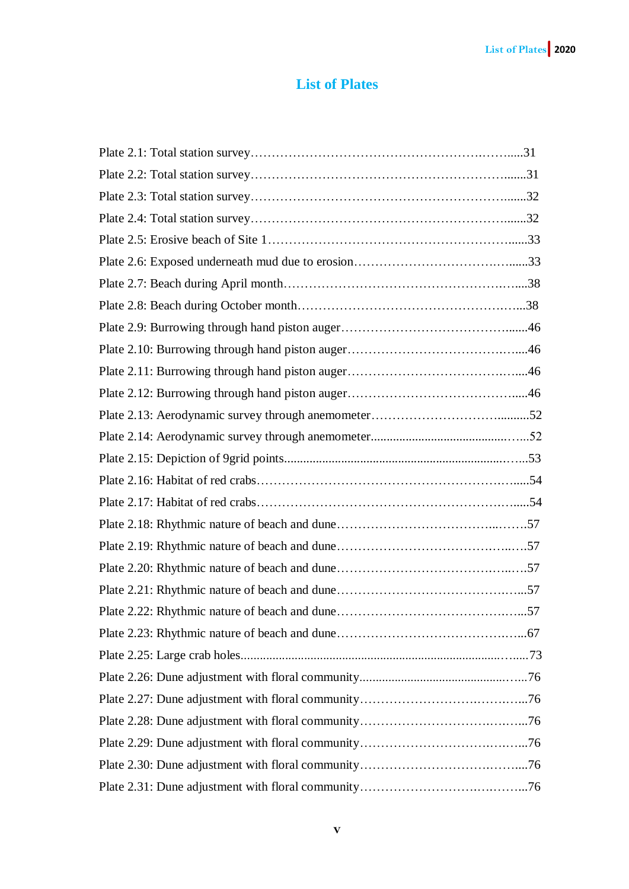# List of Plates

Plate 2.1: Total station survey……………………………………………………….……....31

Plate 2.2: Total station survey……………………………………………………….......31

Plate 2.3: Total station survey……………………………………………………….......32

Plate 2.4: Total station survey……………………………………………………….......32

Plate 2.5: Erosive beach of Site 1……………………………………………………......33

Plate 2.6: Exposed underneath mud due to erosion………………………………….…......33

Plate 2.7: Beach during April month……………………………………………….…....38

Plate 2.8: Beach during October month…………………………………………….…...38

Plate 2.9: Burrowing through hand piston auger……………………………………........46

Plate 2.10: Burrowing through hand piston auger………………………………….…....46

Plate 2.11: Burrowing through hand piston auger………………………………….…....46

Plate 2.12: Burrowing through hand piston auger………………………………….......46

Plate 2.13: Aerodynamic survey through anemometer…………………………...........52

Plate 2.14: Aerodynamic survey through anemometer..........................................…....52

Plate 2.15: Depiction of 9grid points...........................................................................…...53

Plate 2.16: Habitat of red crabs…………………………………………………….......54

Plate 2.17: Habitat of red crabs…………………………………………………….......54

Plate 2.18: Rhythmic nature of beach and dune…………………………...…….57

Plate 2.19: Rhythmic nature of beach and dune…………………………………..….57

Plate 2.20: Rhythmic nature of beach and dune…………………………………..….57

Plate 2.21: Rhythmic nature of beach and dune………………………………….…...57

Plate 2.22: Rhythmic nature of beach and dune………………………………….…...57

Plate 2.23: Rhythmic nature of beach and dune………………………………….…...67

Plate 2.25: Large crab holes.........................................................................….......73

Plate 2.26: Dune adjustment with floral community...............................................….....76

Plate 2.27: Dune adjustment with floral community…………………………….……....76

Plate 2.28: Dune adjustment with floral community…………………………….……....76

Plate 2.29: Dune adjustment with floral community…………………………….……....76

Plate 2.30: Dune adjustment with floral community…………………………….……....76

Plate 2.31: Dune adjustment with floral community…………………………….……....76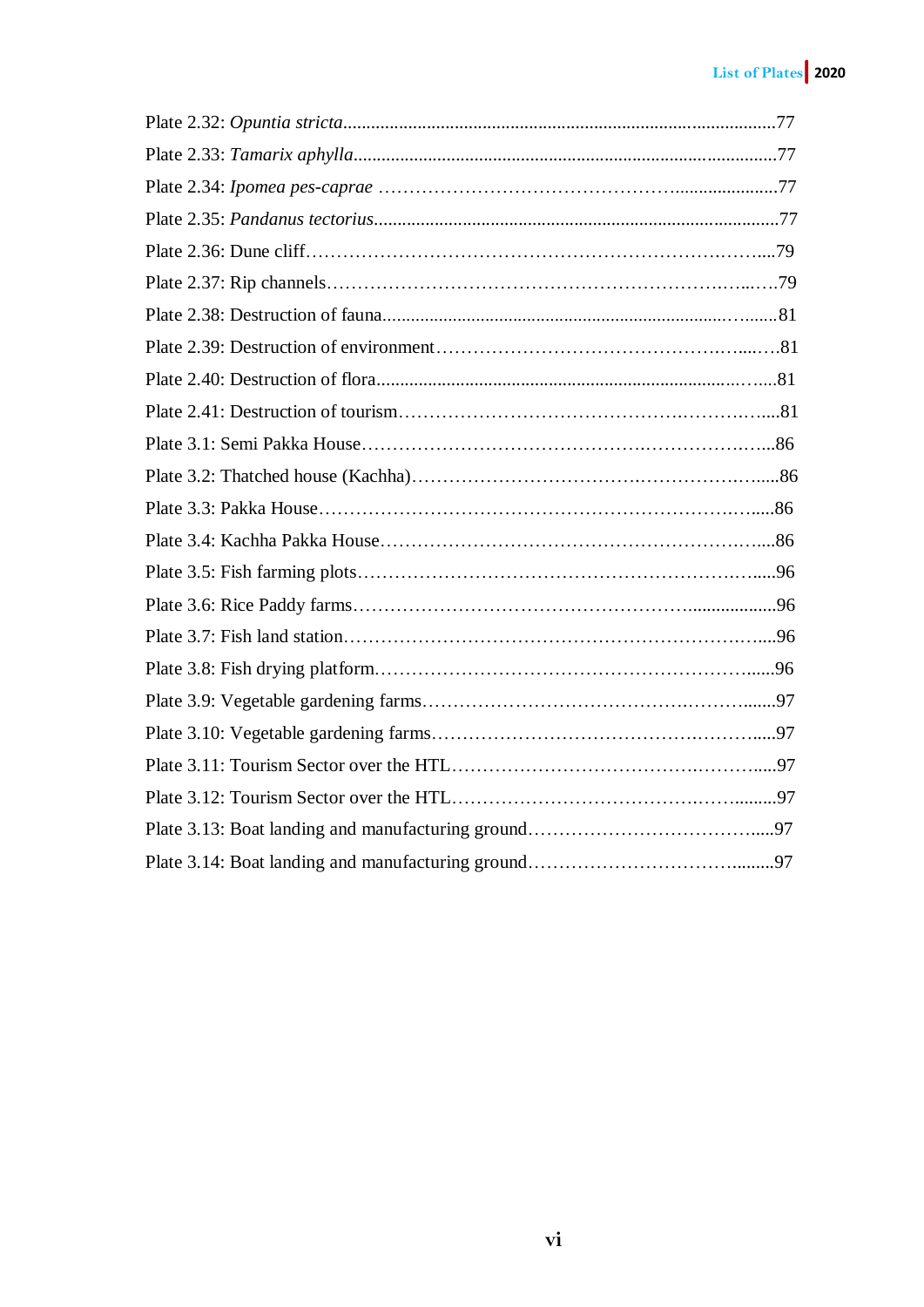Plate 2.32: *Opuntia stricta*..............................................................................................77

Plate 2.33: *Tamarix aphylla*............................................................................................77

Plate 2.34: *Ipomea pes-caprae* ……………………………………………......................77

Plate 2.35: *Pandanus tectorius*........................................................................................77

Plate 2.36: Dune cliff………………………………………………………………….…....79

Plate 2.37: Rip channels……………………………………………………………..…...….79

Plate 2.38: Destruction of fauna.....................................................................….........81

Plate 2.39: Destruction of environment………………………………………….…...….81

Plate 2.40: Destruction of flora.....................................................................…….....81

Plate 2.41: Destruction of tourism……………………………………….……………….....81

Plate 3.1: Semi Pakka House……………………………………….………………….....86

Plate 3.2: Thatched house (Kachha)…………………………….……………………......86

Plate 3.3: Pakka House……………………………………………………………….…....86

Plate 3.4: Kachha Pakka House………………………………………………………......86

Plate 3.5: Fish farming plots………………………………………………………….….....96

Plate 3.6: Rice Paddy farms……………………………………………….................96

Plate 3.7: Fish land station…………………………………………………………….…....96

Plate 3.8: Fish drying platform…………………………………………………………......96

Plate 3.9: Vegetable gardening farms……………………………………….………….......97

Plate 3.10: Vegetable gardening farms…………………………………….………….....97

Plate 3.11: Tourism Sector over the HTL……………………………………….………….....97

Plate 3.12: Tourism Sector over the HTL……………………………………….……..........97

Plate 3.13: Boat landing and manufacturing ground………………………………......97

Plate 3.14: Boat landing and manufacturing ground……………………………..........97